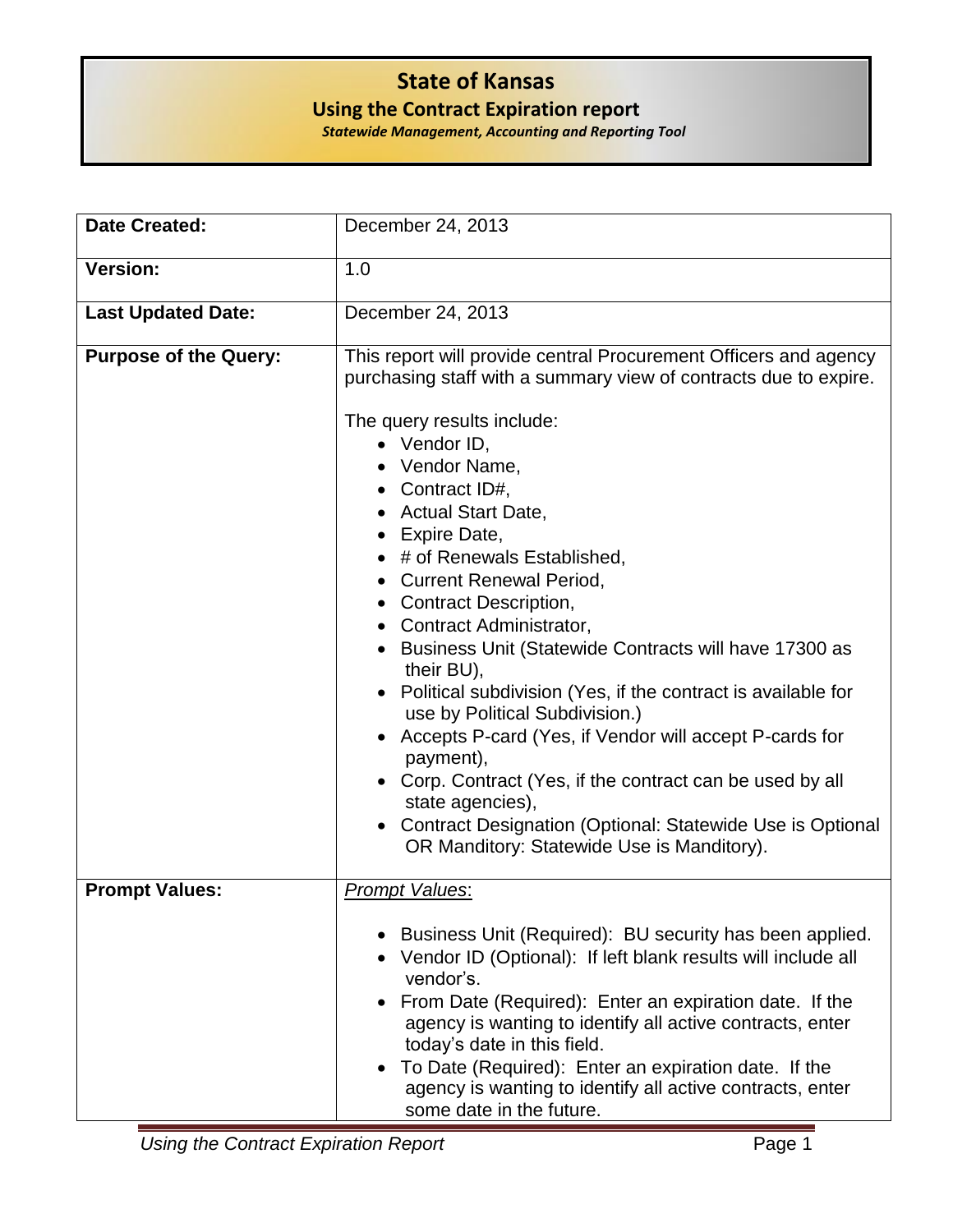# State of Kansas

## Using the Contract Expiration report

***Statewide Management, Accounting and Reporting Tool***

| | |
|---|---|
| **Date Created:** | December 24, 2013 |
| **Version:** | 1.0 |
| **Last Updated Date:** | December 24, 2013 |
| **Purpose of the Query:** | This report will provide central Procurement Officers and agency purchasing staff with a summary view of contracts due to expire.<br><br>The query results include:<br>• Vendor ID,<br>• Vendor Name,<br>• Contract ID#,<br>• Actual Start Date,<br>• Expire Date,<br>• # of Renewals Established,<br>• Current Renewal Period,<br>• Contract Description,<br>• Contract Administrator,<br>• Business Unit (Statewide Contracts will have 17300 as their BU),<br>• Political subdivision (Yes, if the contract is available for use by Political Subdivision.)<br>• Accepts P-card (Yes, if Vendor will accept P-cards for payment),<br>• Corp. Contract (Yes, if the contract can be used by all state agencies),<br>• Contract Designation (Optional: Statewide Use is Optional OR Manditory: Statewide Use is Manditory). |
| **Prompt Values:** | <u>*Prompt Values*</u>:<br><br>• Business Unit (Required): BU security has been applied.<br>• Vendor ID (Optional): If left blank results will include all vendor's.<br>• From Date (Required): Enter an expiration date. If the agency is wanting to identify all active contracts, enter today's date in this field.<br>• To Date (Required): Enter an expiration date. If the agency is wanting to identify all active contracts, enter some date in the future. |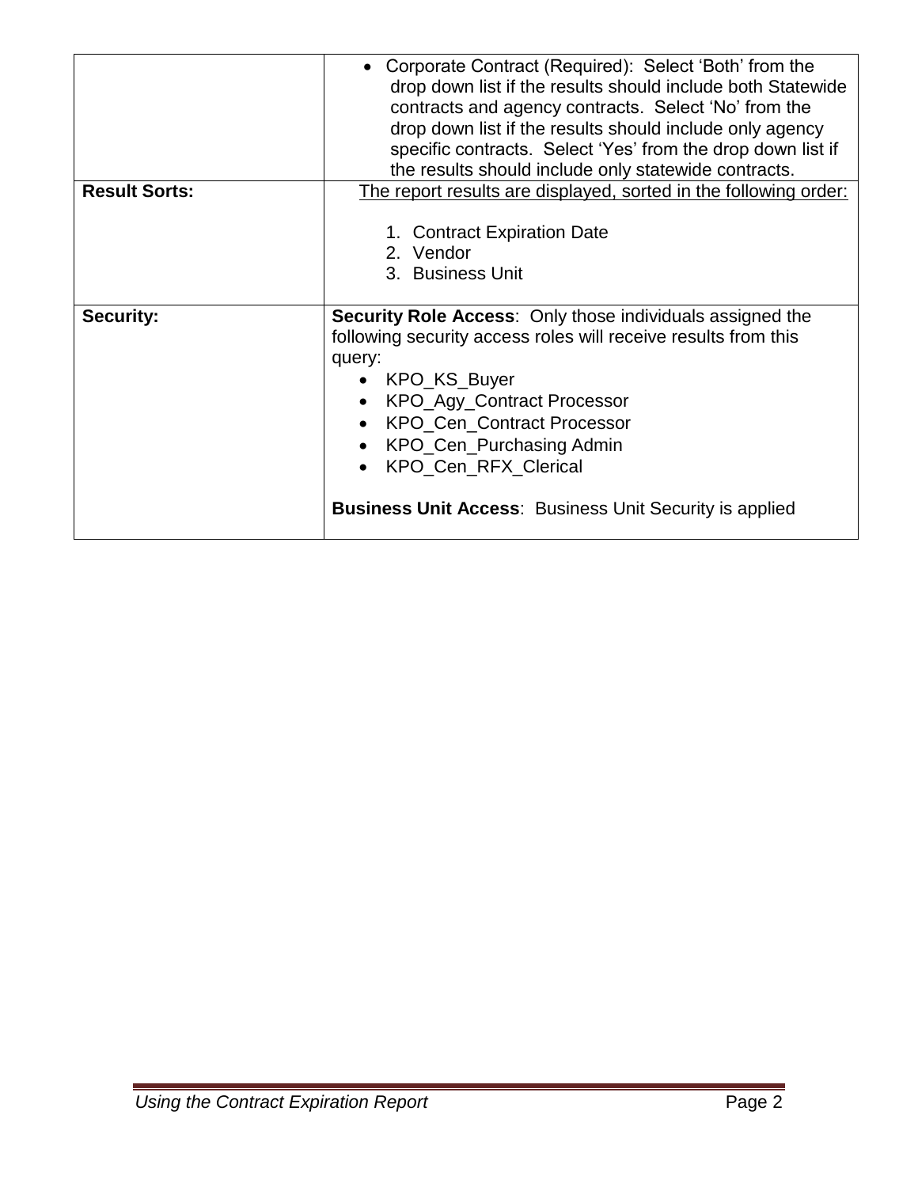| | |
|---|---|
| | • Corporate Contract (Required): Select 'Both' from the drop down list if the results should include both Statewide contracts and agency contracts. Select 'No' from the drop down list if the results should include only agency specific contracts. Select 'Yes' from the drop down list if the results should include only statewide contracts. |
| **Result Sorts:** | <u>The report results are displayed, sorted in the following order:</u><br><br>1. Contract Expiration Date<br>2. Vendor<br>3. Business Unit |
| **Security:** | **Security Role Access**: Only those individuals assigned the following security access roles will receive results from this query:<br>• KPO_KS_Buyer<br>• KPO_Agy_Contract Processor<br>• KPO_Cen_Contract Processor<br>• KPO_Cen_Purchasing Admin<br>• KPO_Cen_RFX_Clerical<br><br>**Business Unit Access**: Business Unit Security is applied |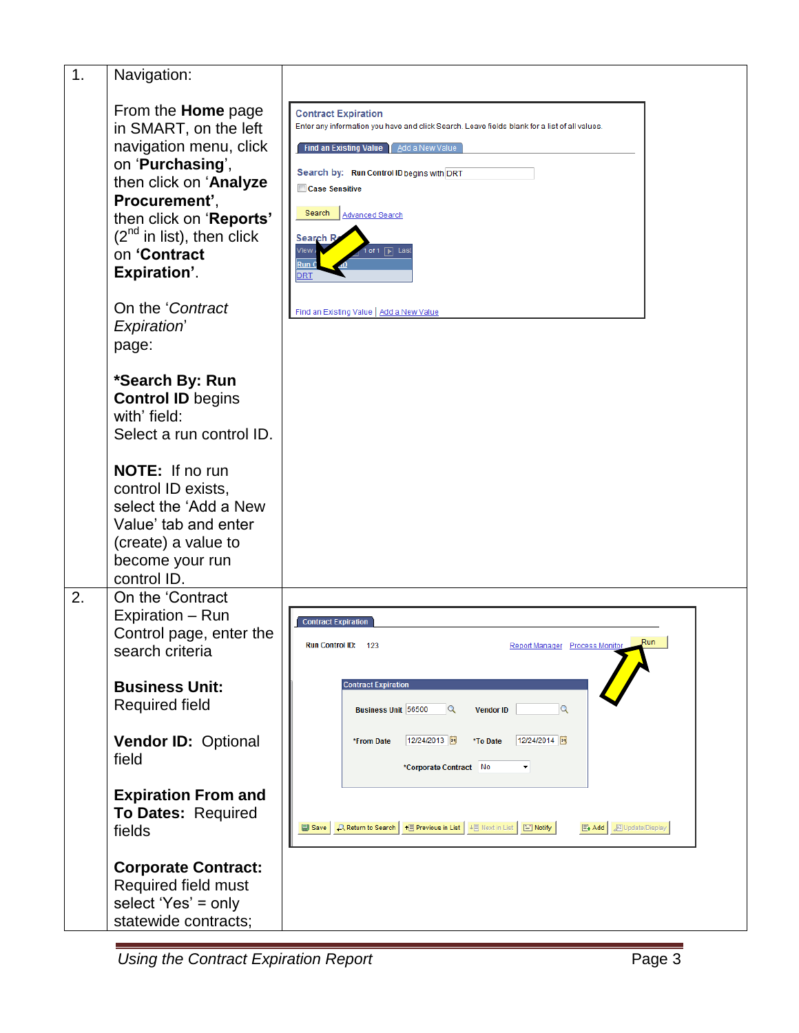| | | |
|---|---|---|
| 1. | Navigation:<br><br>From the **Home** page in SMART, on the left navigation menu, click on '**Purchasing**', then click on '**Analyze Procurement'**, then click on '**Reports'** (2nd in list), then click on **'Contract Expiration'**.<br><br>On the '*Contract Expiration*' page:<br><br>**\*Search By: Run Control ID** begins with' field:<br>Select a run control ID.<br><br>**NOTE:** If no run control ID exists, select the 'Add a New Value' tab and enter (create) a value to become your run control ID. | |
| 2. | On the 'Contract Expiration – Run Control page, enter the search criteria<br><br>**Business Unit:** Required field<br><br>**Vendor ID:** Optional field<br><br>**Expiration From and To Dates:** Required fields<br><br>**Corporate Contract:** Required field must select 'Yes' = only statewide contracts; | |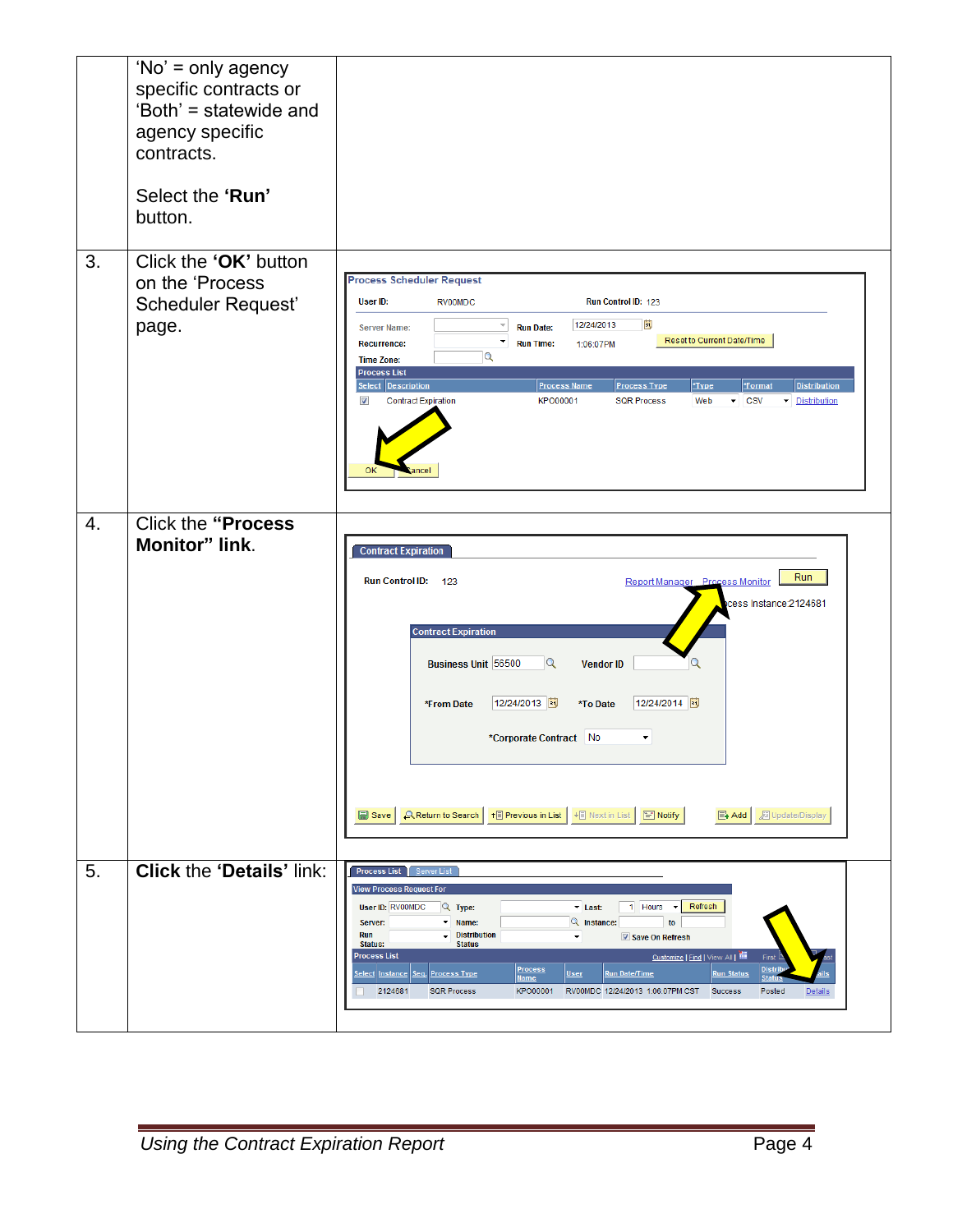| | | |
|---|---|---|
| | 'No' = only agency specific contracts or 'Both' = statewide and agency specific contracts.<br><br>Select the **'Run'** button. | |
| 3. | Click the **'OK'** button on the 'Process Scheduler Request' page. | |
| 4. | Click the **"Process Monitor" link**. | |
| 5. | **Click** the **'Details'** link: | |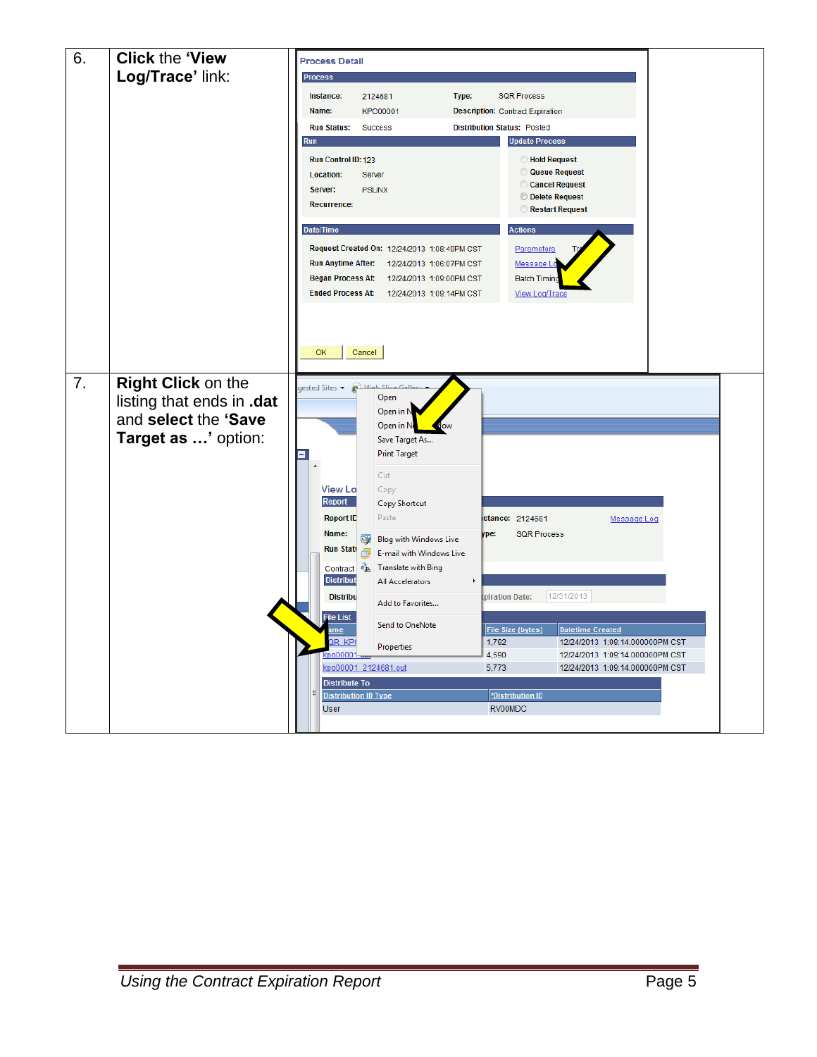| | | |
|---|---|---|
| 6. | **Click** the **'View Log/Trace'** link: | |
| 7. | **Right Click** on the listing that ends in **.dat** and **select** the **'Save Target as …'** option: | |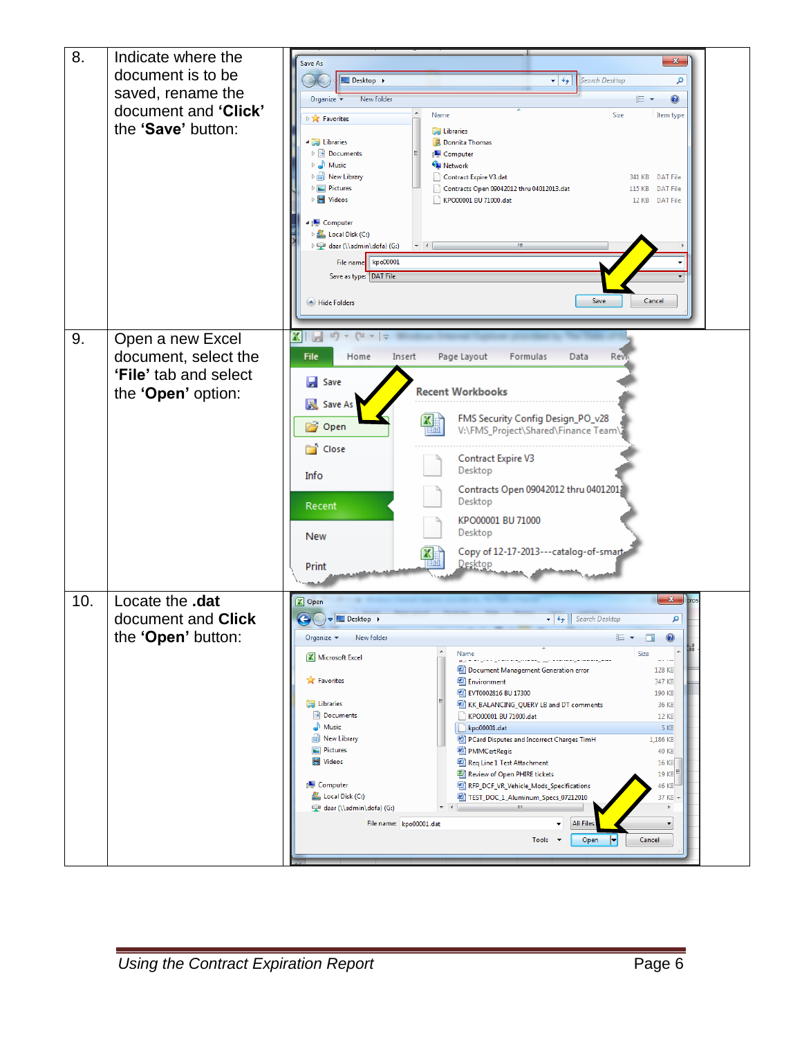| | | |
|---|---|---|
| 8. | Indicate where the document is to be saved, rename the document and **'Click'** the **'Save'** button: | |
| 9. | Open a new Excel document, select the **'File'** tab and select the **'Open'** option: | |
| 10. | Locate the **.dat** document and **Click** the **'Open'** button: | |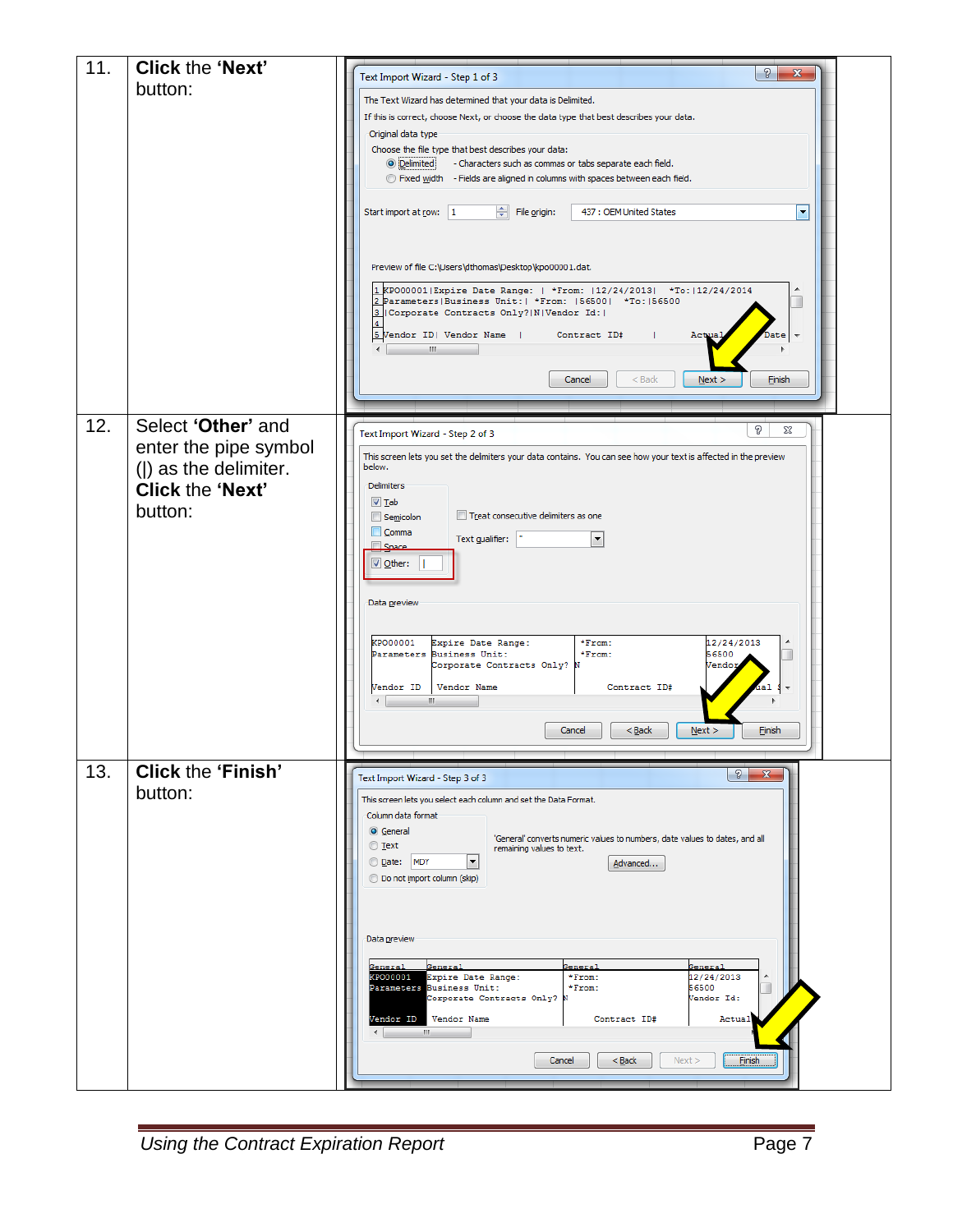| | | |
|---|---|---|
| 11. | **Click** the **'Next'** button: | |
| 12. | Select **'Other'** and enter the pipe symbol (\|) as the delimiter. **Click** the **'Next'** button: | |
| 13. | **Click** the **'Finish'** button: | |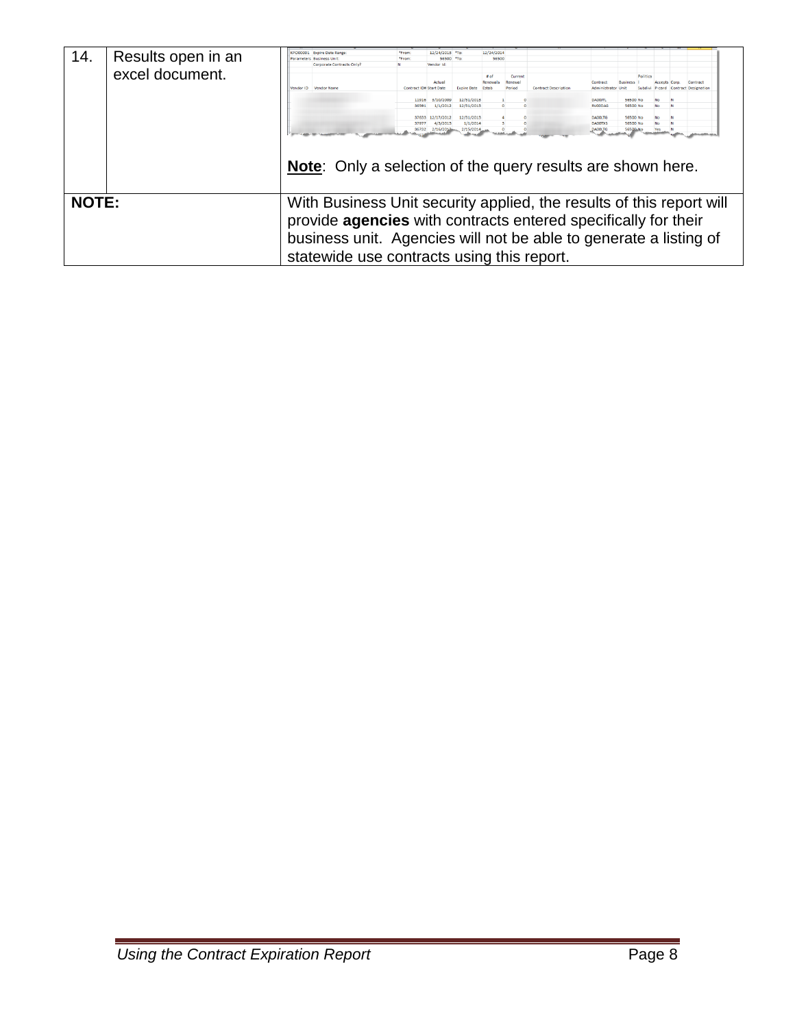| | | |
|---|---|---|
| 14. | Results open in an excel document. | **Note**: Only a selection of the query results are shown here. |
| **NOTE:** | | With Business Unit security applied, the results of this report will provide **agencies** with contracts entered specifically for their business unit. Agencies will not be able to generate a listing of statewide use contracts using this report. |